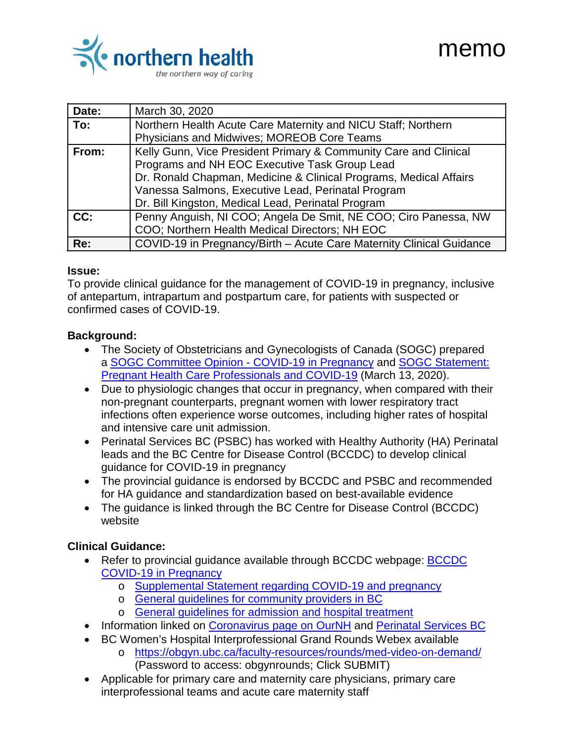northern health
*the northern way of caring*

# memo

| | |
|---|---|
| **Date:** | March 30, 2020 |
| **To:** | Northern Health Acute Care Maternity and NICU Staff; Northern Physicians and Midwives; MOREOB Core Teams |
| **From:** | Kelly Gunn, Vice President Primary & Community Care and Clinical Programs and NH EOC Executive Task Group Lead<br>Dr. Ronald Chapman, Medicine & Clinical Programs, Medical Affairs<br>Vanessa Salmons, Executive Lead, Perinatal Program<br>Dr. Bill Kingston, Medical Lead, Perinatal Program |
| **CC:** | Penny Anguish, NI COO; Angela De Smit, NE COO; Ciro Panessa, NW COO; Northern Health Medical Directors; NH EOC |
| **Re:** | COVID-19 in Pregnancy/Birth – Acute Care Maternity Clinical Guidance |

**Issue:**

To provide clinical guidance for the management of COVID-19 in pregnancy, inclusive of antepartum, intrapartum and postpartum care, for patients with suspected or confirmed cases of COVID-19.

**Background:**

- The Society of Obstetricians and Gynecologists of Canada (SOGC) prepared a SOGC Committee Opinion - COVID-19 in Pregnancy and SOGC Statement: Pregnant Health Care Professionals and COVID-19 (March 13, 2020).
- Due to physiologic changes that occur in pregnancy, when compared with their non-pregnant counterparts, pregnant women with lower respiratory tract infections often experience worse outcomes, including higher rates of hospital and intensive care unit admission.
- Perinatal Services BC (PSBC) has worked with Healthy Authority (HA) Perinatal leads and the BC Centre for Disease Control (BCCDC) to develop clinical guidance for COVID-19 in pregnancy
- The provincial guidance is endorsed by BCCDC and PSBC and recommended for HA guidance and standardization based on best-available evidence
- The guidance is linked through the BC Centre for Disease Control (BCCDC) website

**Clinical Guidance:**

- Refer to provincial guidance available through BCCDC webpage: BCCDC COVID-19 in Pregnancy
  - Supplemental Statement regarding COVID-19 and pregnancy
  - General guidelines for community providers in BC
  - General guidelines for admission and hospital treatment
- Information linked on Coronavirus page on OurNH and Perinatal Services BC
- BC Women's Hospital Interprofessional Grand Rounds Webex available
  - https://obgyn.ubc.ca/faculty-resources/rounds/med-video-on-demand/ (Password to access: obgynrounds; Click SUBMIT)
- Applicable for primary care and maternity care physicians, primary care interprofessional teams and acute care maternity staff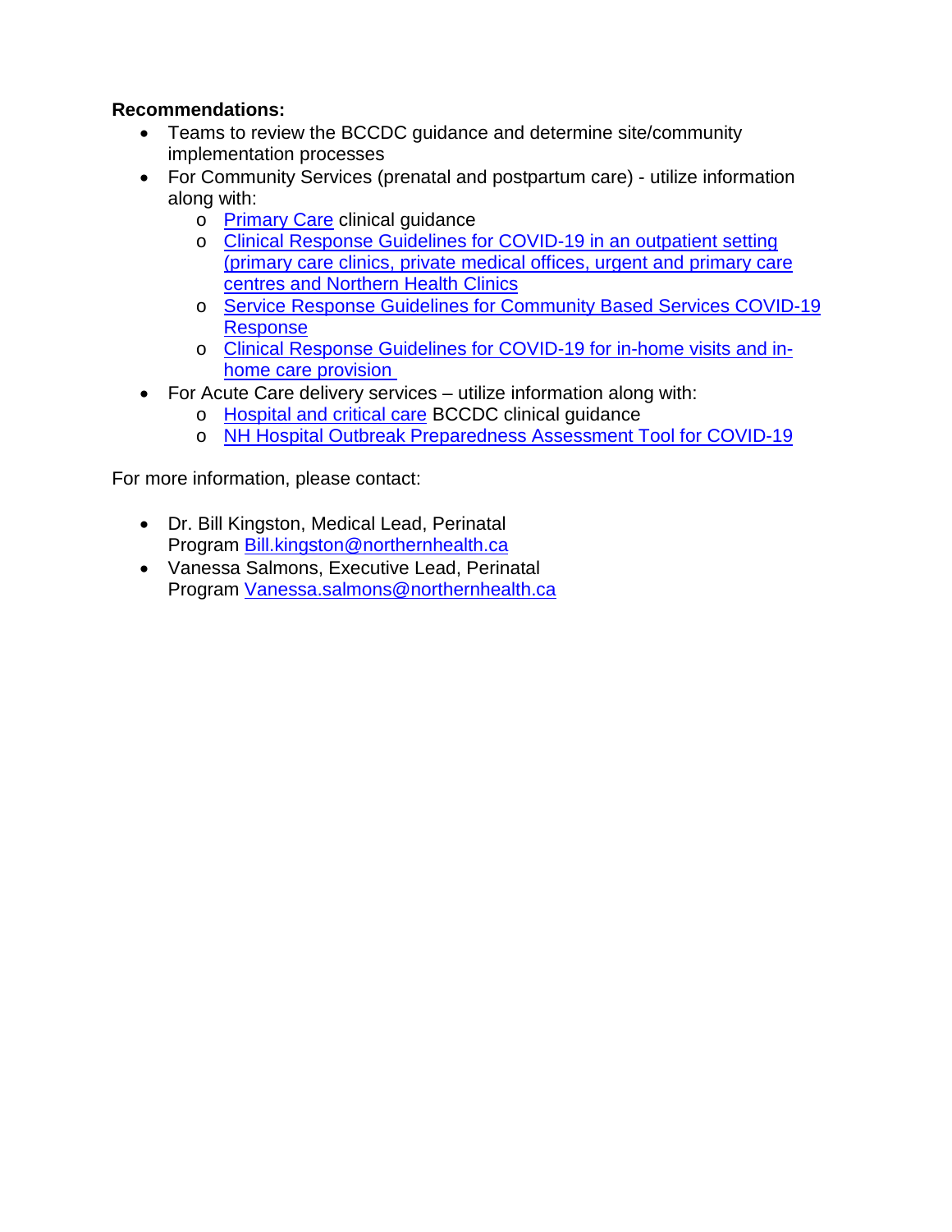**Recommendations:**

- Teams to review the BCCDC guidance and determine site/community implementation processes
- For Community Services (prenatal and postpartum care) - utilize information along with:
  - Primary Care clinical guidance
  - Clinical Response Guidelines for COVID-19 in an outpatient setting (primary care clinics, private medical offices, urgent and primary care centres and Northern Health Clinics
  - Service Response Guidelines for Community Based Services COVID-19 Response
  - Clinical Response Guidelines for COVID-19 for in-home visits and in-home care provision
- For Acute Care delivery services – utilize information along with:
  - Hospital and critical care BCCDC clinical guidance
  - NH Hospital Outbreak Preparedness Assessment Tool for COVID-19

For more information, please contact:

- Dr. Bill Kingston, Medical Lead, Perinatal Program Bill.kingston@northernhealth.ca
- Vanessa Salmons, Executive Lead, Perinatal Program Vanessa.salmons@northernhealth.ca